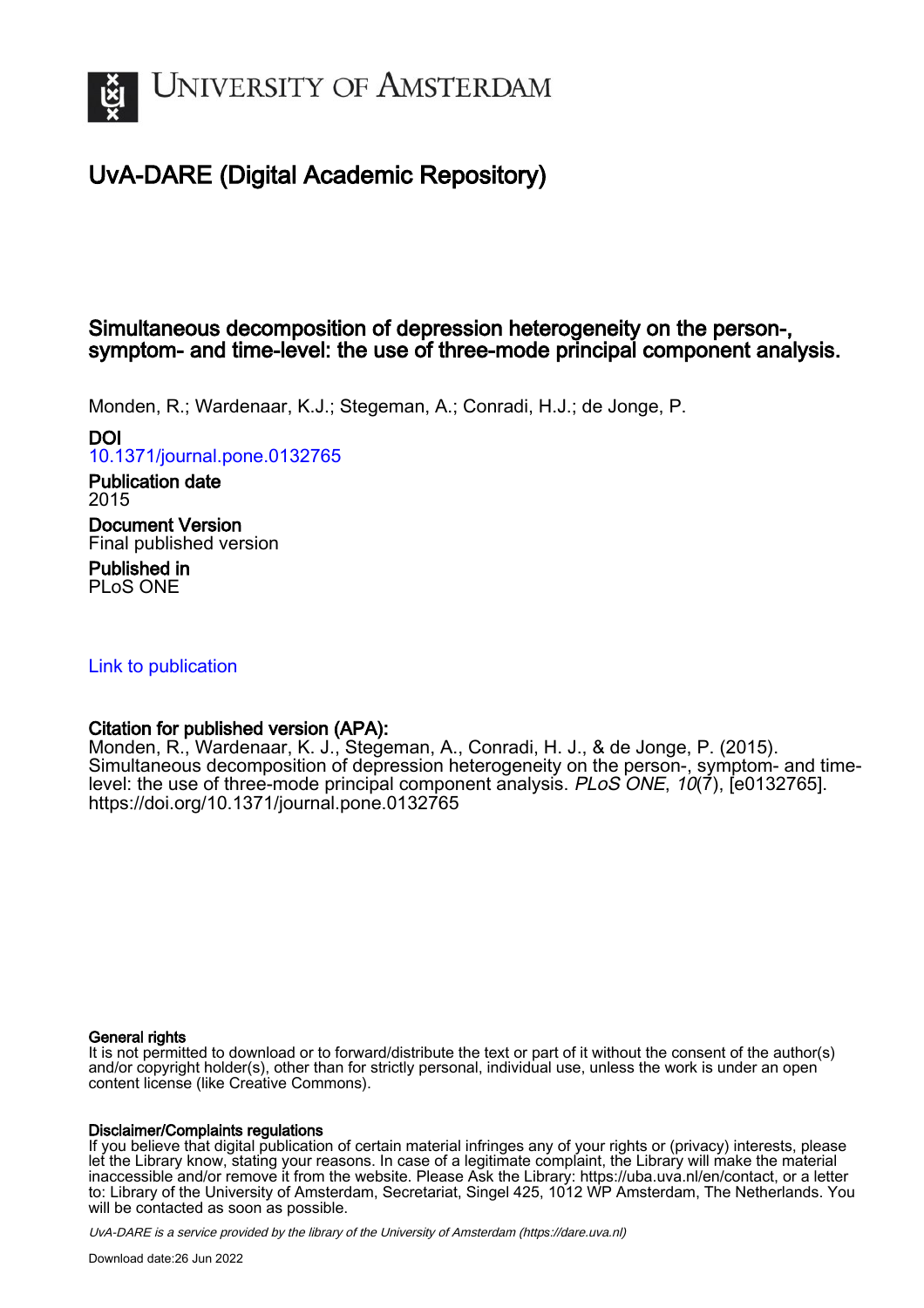# University of Amsterdam

## UvA-DARE (Digital Academic Repository)

### Simultaneous decomposition of depression heterogeneity on the person-, symptom- and time-level: the use of three-mode principal component analysis.

Monden, R.; Wardenaar, K.J.; Stegeman, A.; Conradi, H.J.; de Jonge, P.

**DOI**
10.1371/journal.pone.0132765

**Publication date**
2015

**Document Version**
Final published version

**Published in**
PLoS ONE

Link to publication

**Citation for published version (APA):**
Monden, R., Wardenaar, K. J., Stegeman, A., Conradi, H. J., & de Jonge, P. (2015). Simultaneous decomposition of depression heterogeneity on the person-, symptom- and time-level: the use of three-mode principal component analysis. *PLoS ONE*, *10*(7), [e0132765]. https://doi.org/10.1371/journal.pone.0132765

**General rights**
It is not permitted to download or to forward/distribute the text or part of it without the consent of the author(s) and/or copyright holder(s), other than for strictly personal, individual use, unless the work is under an open content license (like Creative Commons).

**Disclaimer/Complaints regulations**
If you believe that digital publication of certain material infringes any of your rights or (privacy) interests, please let the Library know, stating your reasons. In case of a legitimate complaint, the Library will make the material inaccessible and/or remove it from the website. Please Ask the Library: https://uba.uva.nl/en/contact, or a letter to: Library of the University of Amsterdam, Secretariat, Singel 425, 1012 WP Amsterdam, The Netherlands. You will be contacted as soon as possible.

*UvA-DARE is a service provided by the library of the University of Amsterdam (https://dare.uva.nl)*

Download date:26 Jun 2022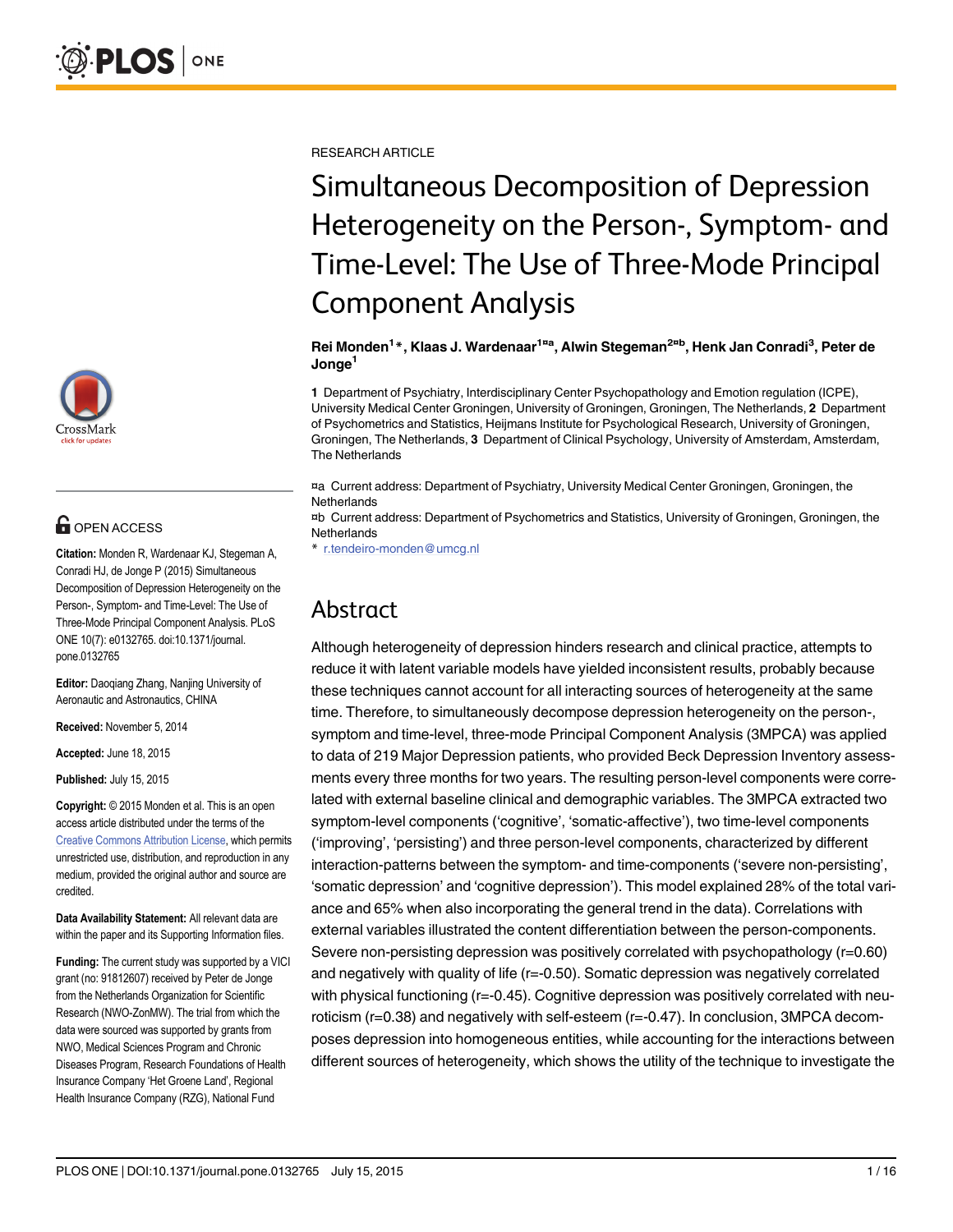RESEARCH ARTICLE

# Simultaneous Decomposition of Depression Heterogeneity on the Person-, Symptom- and Time-Level: The Use of Three-Mode Principal Component Analysis

**Rei Monden[1]*, Klaas J. Wardenaar[1¤a], Alwin Stegeman[2¤b], Henk Jan Conradi[3], Peter de Jonge[1]**

**1** Department of Psychiatry, Interdisciplinary Center Psychopathology and Emotion regulation (ICPE), University Medical Center Groningen, University of Groningen, Groningen, The Netherlands, **2** Department of Psychometrics and Statistics, Heijmans Institute for Psychological Research, University of Groningen, Groningen, The Netherlands, **3** Department of Clinical Psychology, University of Amsterdam, Amsterdam, The Netherlands

¤a Current address: Department of Psychiatry, University Medical Center Groningen, Groningen, the Netherlands
¤b Current address: Department of Psychometrics and Statistics, University of Groningen, Groningen, the Netherlands
* r.tendeiro-monden@umcg.nl

OPEN ACCESS

**Citation:** Monden R, Wardenaar KJ, Stegeman A, Conradi HJ, de Jonge P (2015) Simultaneous Decomposition of Depression Heterogeneity on the Person-, Symptom- and Time-Level: The Use of Three-Mode Principal Component Analysis. PLoS ONE 10(7): e0132765. doi:10.1371/journal.pone.0132765

**Editor:** Daoqiang Zhang, Nanjing University of Aeronautic and Astronautics, CHINA

**Received:** November 5, 2014

**Accepted:** June 18, 2015

**Published:** July 15, 2015

**Copyright:** © 2015 Monden et al. This is an open access article distributed under the terms of the Creative Commons Attribution License, which permits unrestricted use, distribution, and reproduction in any medium, provided the original author and source are credited.

**Data Availability Statement:** All relevant data are within the paper and its Supporting Information files.

**Funding:** The current study was supported by a VICI grant (no: 91812607) received by Peter de Jonge from the Netherlands Organization for Scientific Research (NWO-ZonMW). The trial from which the data were sourced was supported by grants from NWO, Medical Sciences Program and Chronic Diseases Program, Research Foundations of Health Insurance Company 'Het Groene Land', Regional Health Insurance Company (RZG), National Fund

## Abstract

Although heterogeneity of depression hinders research and clinical practice, attempts to reduce it with latent variable models have yielded inconsistent results, probably because these techniques cannot account for all interacting sources of heterogeneity at the same time. Therefore, to simultaneously decompose depression heterogeneity on the person-, symptom and time-level, three-mode Principal Component Analysis (3MPCA) was applied to data of 219 Major Depression patients, who provided Beck Depression Inventory assessments every three months for two years. The resulting person-level components were correlated with external baseline clinical and demographic variables. The 3MPCA extracted two symptom-level components ('cognitive', 'somatic-affective'), two time-level components ('improving', 'persisting') and three person-level components, characterized by different interaction-patterns between the symptom- and time-components ('severe non-persisting', 'somatic depression' and 'cognitive depression'). This model explained 28% of the total variance and 65% when also incorporating the general trend in the data). Correlations with external variables illustrated the content differentiation between the person-components. Severe non-persisting depression was positively correlated with psychopathology (r=0.60) and negatively with quality of life (r=-0.50). Somatic depression was negatively correlated with physical functioning (r=-0.45). Cognitive depression was positively correlated with neuroticism (r=0.38) and negatively with self-esteem (r=-0.47). In conclusion, 3MPCA decomposes depression into homogeneous entities, while accounting for the interactions between different sources of heterogeneity, which shows the utility of the technique to investigate the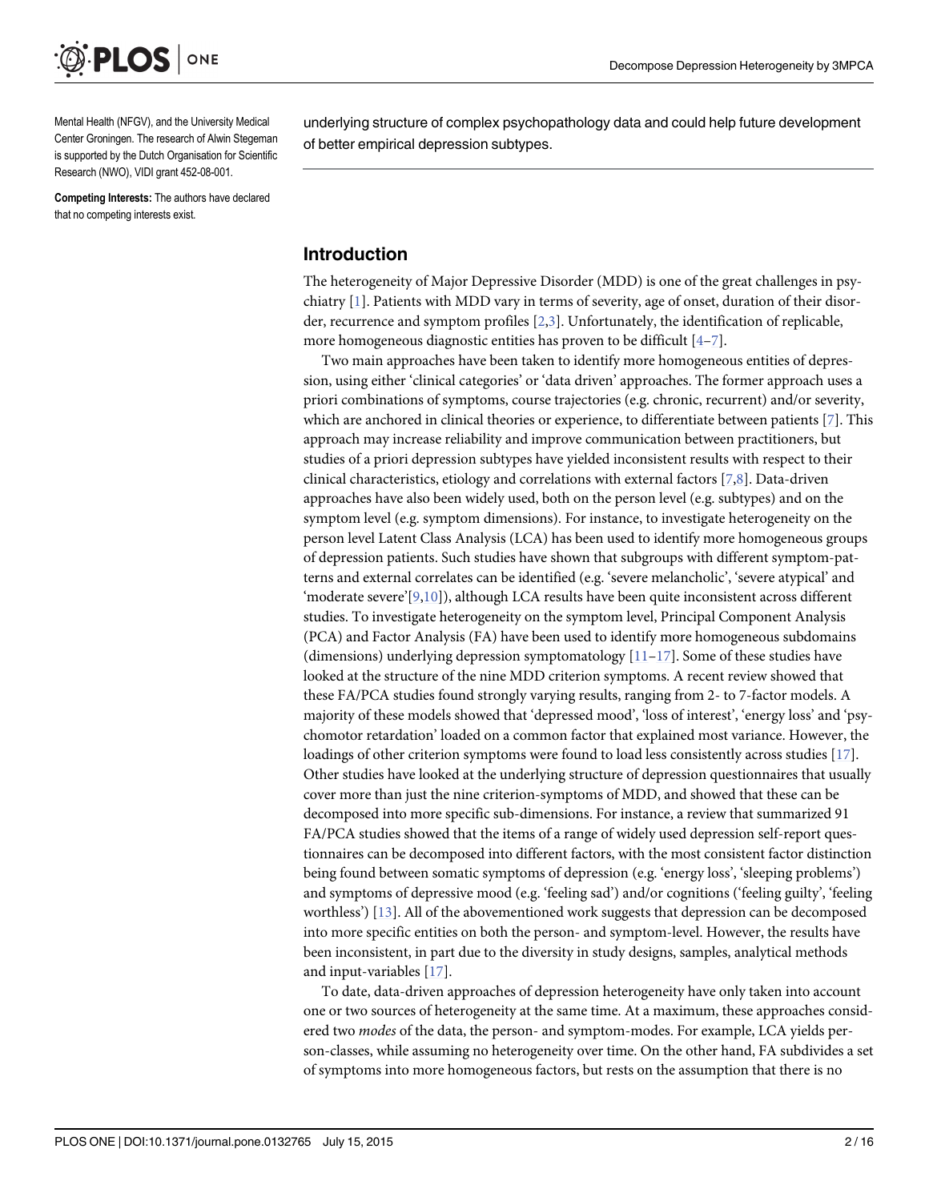Mental Health (NFGV), and the University Medical Center Groningen. The research of Alwin Stegeman is supported by the Dutch Organisation for Scientific Research (NWO), VIDI grant 452-08-001.

**Competing Interests:** The authors have declared that no competing interests exist.

underlying structure of complex psychopathology data and could help future development of better empirical depression subtypes.

## Introduction

The heterogeneity of Major Depressive Disorder (MDD) is one of the great challenges in psychiatry [1]. Patients with MDD vary in terms of severity, age of onset, duration of their disorder, recurrence and symptom profiles [2,3]. Unfortunately, the identification of replicable, more homogeneous diagnostic entities has proven to be difficult [4–7].

Two main approaches have been taken to identify more homogeneous entities of depression, using either 'clinical categories' or 'data driven' approaches. The former approach uses a priori combinations of symptoms, course trajectories (e.g. chronic, recurrent) and/or severity, which are anchored in clinical theories or experience, to differentiate between patients [7]. This approach may increase reliability and improve communication between practitioners, but studies of a priori depression subtypes have yielded inconsistent results with respect to their clinical characteristics, etiology and correlations with external factors [7,8]. Data-driven approaches have also been widely used, both on the person level (e.g. subtypes) and on the symptom level (e.g. symptom dimensions). For instance, to investigate heterogeneity on the person level Latent Class Analysis (LCA) has been used to identify more homogeneous groups of depression patients. Such studies have shown that subgroups with different symptom-patterns and external correlates can be identified (e.g. 'severe melancholic', 'severe atypical' and 'moderate severe'[9,10]), although LCA results have been quite inconsistent across different studies. To investigate heterogeneity on the symptom level, Principal Component Analysis (PCA) and Factor Analysis (FA) have been used to identify more homogeneous subdomains (dimensions) underlying depression symptomatology [11–17]. Some of these studies have looked at the structure of the nine MDD criterion symptoms. A recent review showed that these FA/PCA studies found strongly varying results, ranging from 2- to 7-factor models. A majority of these models showed that 'depressed mood', 'loss of interest', 'energy loss' and 'psychomotor retardation' loaded on a common factor that explained most variance. However, the loadings of other criterion symptoms were found to load less consistently across studies [17]. Other studies have looked at the underlying structure of depression questionnaires that usually cover more than just the nine criterion-symptoms of MDD, and showed that these can be decomposed into more specific sub-dimensions. For instance, a review that summarized 91 FA/PCA studies showed that the items of a range of widely used depression self-report questionnaires can be decomposed into different factors, with the most consistent factor distinction being found between somatic symptoms of depression (e.g. 'energy loss', 'sleeping problems') and symptoms of depressive mood (e.g. 'feeling sad') and/or cognitions ('feeling guilty', 'feeling worthless') [13]. All of the abovementioned work suggests that depression can be decomposed into more specific entities on both the person- and symptom-level. However, the results have been inconsistent, in part due to the diversity in study designs, samples, analytical methods and input-variables [17].

To date, data-driven approaches of depression heterogeneity have only taken into account one or two sources of heterogeneity at the same time. At a maximum, these approaches considered two *modes* of the data, the person- and symptom-modes. For example, LCA yields person-classes, while assuming no heterogeneity over time. On the other hand, FA subdivides a set of symptoms into more homogeneous factors, but rests on the assumption that there is no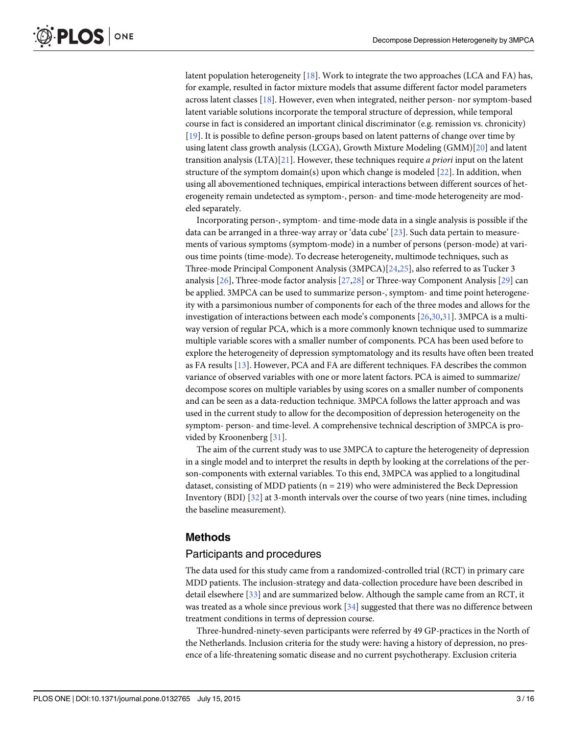latent population heterogeneity [18]. Work to integrate the two approaches (LCA and FA) has, for example, resulted in factor mixture models that assume different factor model parameters across latent classes [18]. However, even when integrated, neither person- nor symptom-based latent variable solutions incorporate the temporal structure of depression, while temporal course in fact is considered an important clinical discriminator (e.g. remission vs. chronicity) [19]. It is possible to define person-groups based on latent patterns of change over time by using latent class growth analysis (LCGA), Growth Mixture Modeling (GMM)[20] and latent transition analysis (LTA)[21]. However, these techniques require *a priori* input on the latent structure of the symptom domain(s) upon which change is modeled [22]. In addition, when using all abovementioned techniques, empirical interactions between different sources of heterogeneity remain undetected as symptom-, person- and time-mode heterogeneity are modeled separately.

Incorporating person-, symptom- and time-mode data in a single analysis is possible if the data can be arranged in a three-way array or 'data cube' [23]. Such data pertain to measurements of various symptoms (symptom-mode) in a number of persons (person-mode) at various time points (time-mode). To decrease heterogeneity, multimode techniques, such as Three-mode Principal Component Analysis (3MPCA)[24,25], also referred to as Tucker 3 analysis [26], Three-mode factor analysis [27,28] or Three-way Component Analysis [29] can be applied. 3MPCA can be used to summarize person-, symptom- and time point heterogeneity with a parsimonious number of components for each of the three modes and allows for the investigation of interactions between each mode's components [26,30,31]. 3MPCA is a multiway version of regular PCA, which is a more commonly known technique used to summarize multiple variable scores with a smaller number of components. PCA has been used before to explore the heterogeneity of depression symptomatology and its results have often been treated as FA results [13]. However, PCA and FA are different techniques. FA describes the common variance of observed variables with one or more latent factors. PCA is aimed to summarize/decompose scores on multiple variables by using scores on a smaller number of components and can be seen as a data-reduction technique. 3MPCA follows the latter approach and was used in the current study to allow for the decomposition of depression heterogeneity on the symptom- person- and time-level. A comprehensive technical description of 3MPCA is provided by Kroonenberg [31].

The aim of the current study was to use 3MPCA to capture the heterogeneity of depression in a single model and to interpret the results in depth by looking at the correlations of the person-components with external variables. To this end, 3MPCA was applied to a longitudinal dataset, consisting of MDD patients ($n = 219$) who were administered the Beck Depression Inventory (BDI) [32] at 3-month intervals over the course of two years (nine times, including the baseline measurement).

## Methods

### Participants and procedures

The data used for this study came from a randomized-controlled trial (RCT) in primary care MDD patients. The inclusion-strategy and data-collection procedure have been described in detail elsewhere [33] and are summarized below. Although the sample came from an RCT, it was treated as a whole since previous work [34] suggested that there was no difference between treatment conditions in terms of depression course.

Three-hundred-ninety-seven participants were referred by 49 GP-practices in the North of the Netherlands. Inclusion criteria for the study were: having a history of depression, no presence of a life-threatening somatic disease and no current psychotherapy. Exclusion criteria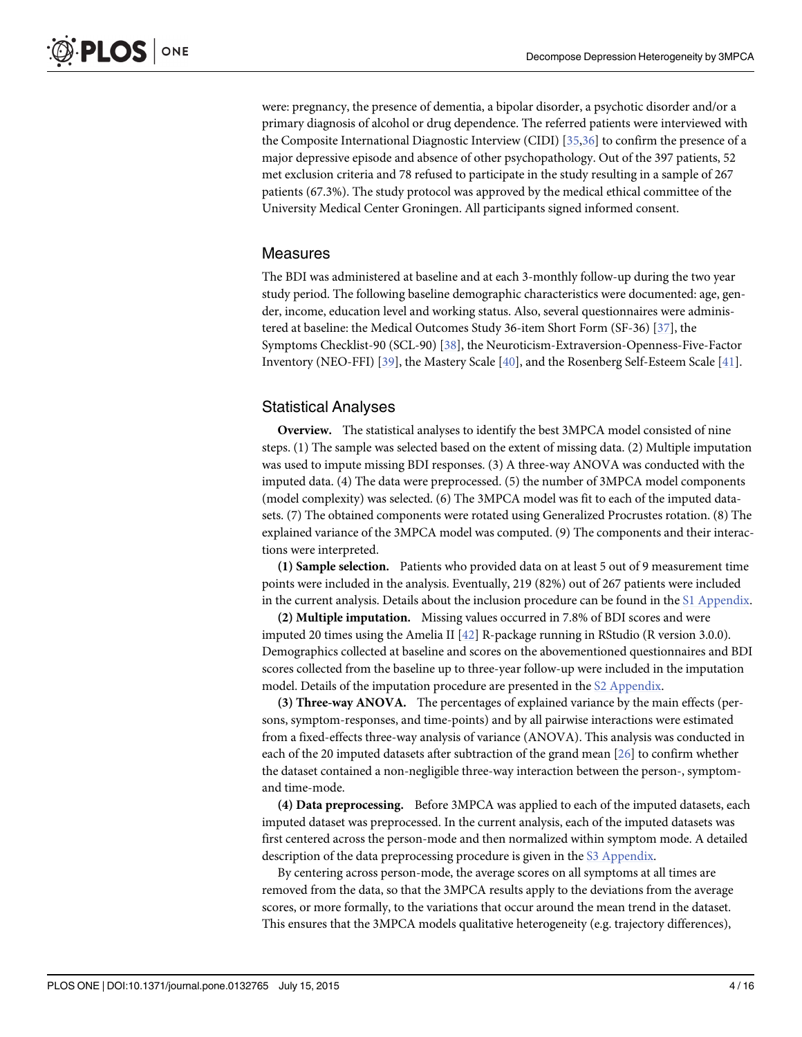were: pregnancy, the presence of dementia, a bipolar disorder, a psychotic disorder and/or a primary diagnosis of alcohol or drug dependence. The referred patients were interviewed with the Composite International Diagnostic Interview (CIDI) [35,36] to confirm the presence of a major depressive episode and absence of other psychopathology. Out of the 397 patients, 52 met exclusion criteria and 78 refused to participate in the study resulting in a sample of 267 patients (67.3%). The study protocol was approved by the medical ethical committee of the University Medical Center Groningen. All participants signed informed consent.

## Measures

The BDI was administered at baseline and at each 3-monthly follow-up during the two year study period. The following baseline demographic characteristics were documented: age, gender, income, education level and working status. Also, several questionnaires were administered at baseline: the Medical Outcomes Study 36-item Short Form (SF-36) [37], the Symptoms Checklist-90 (SCL-90) [38], the Neuroticism-Extraversion-Openness-Five-Factor Inventory (NEO-FFI) [39], the Mastery Scale [40], and the Rosenberg Self-Esteem Scale [41].

## Statistical Analyses

**Overview.** The statistical analyses to identify the best 3MPCA model consisted of nine steps. (1) The sample was selected based on the extent of missing data. (2) Multiple imputation was used to impute missing BDI responses. (3) A three-way ANOVA was conducted with the imputed data. (4) The data were preprocessed. (5) the number of 3MPCA model components (model complexity) was selected. (6) The 3MPCA model was fit to each of the imputed datasets. (7) The obtained components were rotated using Generalized Procrustes rotation. (8) The explained variance of the 3MPCA model was computed. (9) The components and their interactions were interpreted.

**(1) Sample selection.** Patients who provided data on at least 5 out of 9 measurement time points were included in the analysis. Eventually, 219 (82%) out of 267 patients were included in the current analysis. Details about the inclusion procedure can be found in the S1 Appendix.

**(2) Multiple imputation.** Missing values occurred in 7.8% of BDI scores and were imputed 20 times using the Amelia II [42] R-package running in RStudio (R version 3.0.0). Demographics collected at baseline and scores on the abovementioned questionnaires and BDI scores collected from the baseline up to three-year follow-up were included in the imputation model. Details of the imputation procedure are presented in the S2 Appendix.

**(3) Three-way ANOVA.** The percentages of explained variance by the main effects (persons, symptom-responses, and time-points) and by all pairwise interactions were estimated from a fixed-effects three-way analysis of variance (ANOVA). This analysis was conducted in each of the 20 imputed datasets after subtraction of the grand mean [26] to confirm whether the dataset contained a non-negligible three-way interaction between the person-, symptom- and time-mode.

**(4) Data preprocessing.** Before 3MPCA was applied to each of the imputed datasets, each imputed dataset was preprocessed. In the current analysis, each of the imputed datasets was first centered across the person-mode and then normalized within symptom mode. A detailed description of the data preprocessing procedure is given in the S3 Appendix.

By centering across person-mode, the average scores on all symptoms at all times are removed from the data, so that the 3MPCA results apply to the deviations from the average scores, or more formally, to the variations that occur around the mean trend in the dataset. This ensures that the 3MPCA models qualitative heterogeneity (e.g. trajectory differences),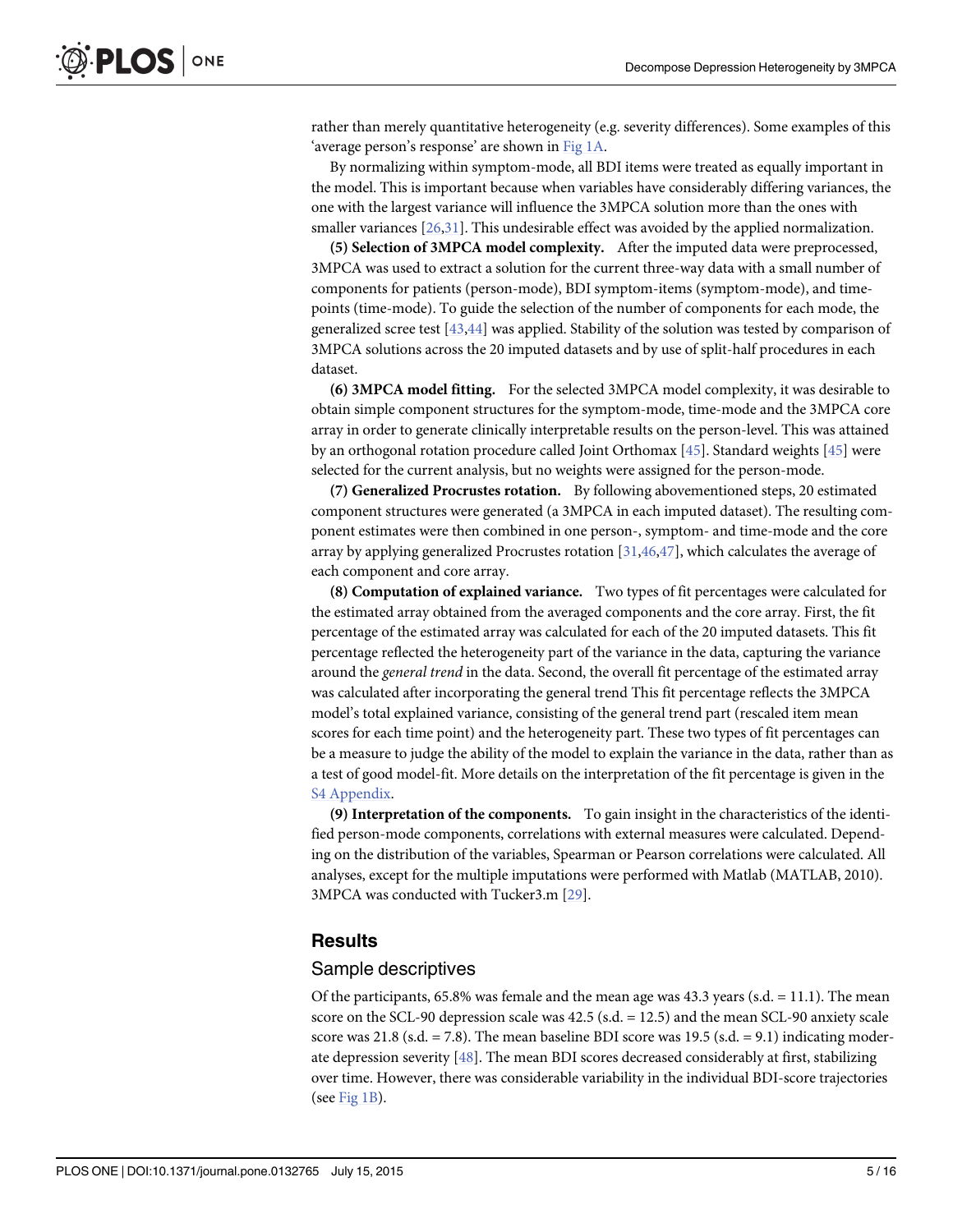rather than merely quantitative heterogeneity (e.g. severity differences). Some examples of this 'average person's response' are shown in Fig 1A.

By normalizing within symptom-mode, all BDI items were treated as equally important in the model. This is important because when variables have considerably differing variances, the one with the largest variance will influence the 3MPCA solution more than the ones with smaller variances [26,31]. This undesirable effect was avoided by the applied normalization.

**(5) Selection of 3MPCA model complexity.** After the imputed data were preprocessed, 3MPCA was used to extract a solution for the current three-way data with a small number of components for patients (person-mode), BDI symptom-items (symptom-mode), and time-points (time-mode). To guide the selection of the number of components for each mode, the generalized scree test [43,44] was applied. Stability of the solution was tested by comparison of 3MPCA solutions across the 20 imputed datasets and by use of split-half procedures in each dataset.

**(6) 3MPCA model fitting.** For the selected 3MPCA model complexity, it was desirable to obtain simple component structures for the symptom-mode, time-mode and the 3MPCA core array in order to generate clinically interpretable results on the person-level. This was attained by an orthogonal rotation procedure called Joint Orthomax [45]. Standard weights [45] were selected for the current analysis, but no weights were assigned for the person-mode.

**(7) Generalized Procrustes rotation.** By following abovementioned steps, 20 estimated component structures were generated (a 3MPCA in each imputed dataset). The resulting component estimates were then combined in one person-, symptom- and time-mode and the core array by applying generalized Procrustes rotation [31,46,47], which calculates the average of each component and core array.

**(8) Computation of explained variance.** Two types of fit percentages were calculated for the estimated array obtained from the averaged components and the core array. First, the fit percentage of the estimated array was calculated for each of the 20 imputed datasets. This fit percentage reflected the heterogeneity part of the variance in the data, capturing the variance around the *general trend* in the data. Second, the overall fit percentage of the estimated array was calculated after incorporating the general trend This fit percentage reflects the 3MPCA model's total explained variance, consisting of the general trend part (rescaled item mean scores for each time point) and the heterogeneity part. These two types of fit percentages can be a measure to judge the ability of the model to explain the variance in the data, rather than as a test of good model-fit. More details on the interpretation of the fit percentage is given in the S4 Appendix.

**(9) Interpretation of the components.** To gain insight in the characteristics of the identified person-mode components, correlations with external measures were calculated. Depending on the distribution of the variables, Spearman or Pearson correlations were calculated. All analyses, except for the multiple imputations were performed with Matlab (MATLAB, 2010). 3MPCA was conducted with Tucker3.m [29].

## Results

### Sample descriptives

Of the participants, 65.8% was female and the mean age was 43.3 years (s.d. = 11.1). The mean score on the SCL-90 depression scale was 42.5 (s.d. = 12.5) and the mean SCL-90 anxiety scale score was 21.8 (s.d. = 7.8). The mean baseline BDI score was 19.5 (s.d. = 9.1) indicating moderate depression severity [48]. The mean BDI scores decreased considerably at first, stabilizing over time. However, there was considerable variability in the individual BDI-score trajectories (see Fig 1B).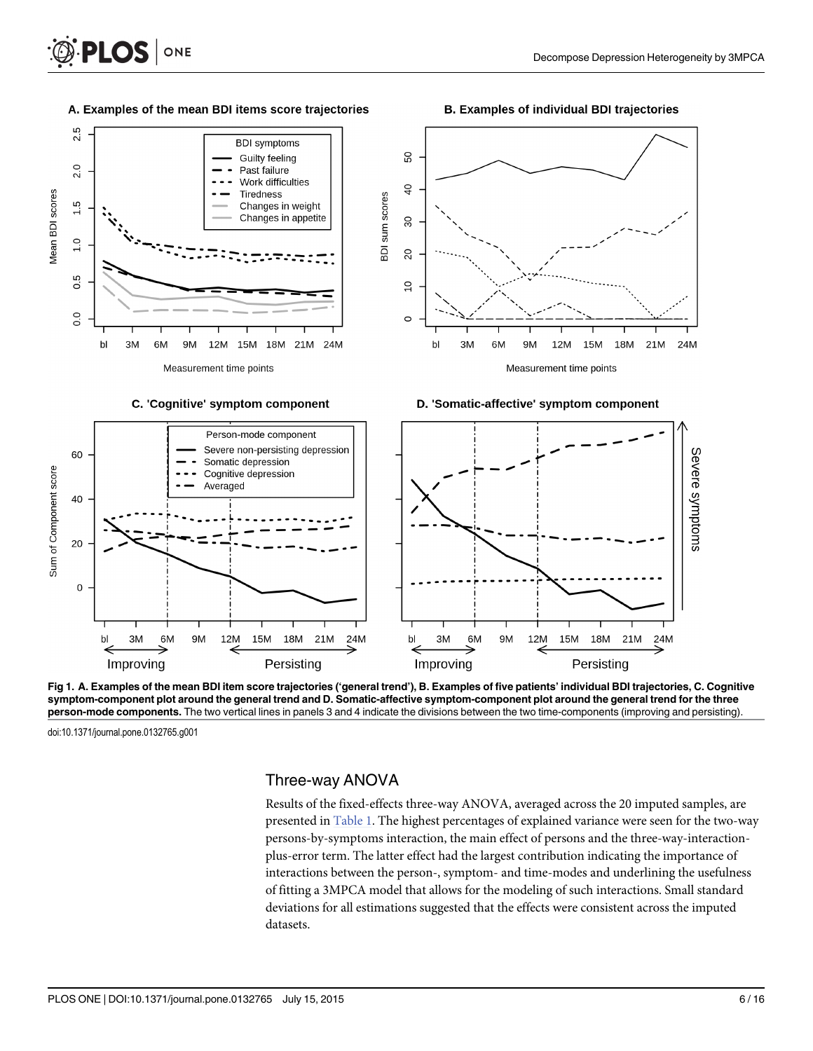**Fig 1. A. Examples of the mean BDI item score trajectories ('general trend'), B. Examples of five patients' individual BDI trajectories, C. Cognitive symptom-component plot around the general trend and D. Somatic-affective symptom-component plot around the general trend for the three person-mode components.** The two vertical lines in panels 3 and 4 indicate the divisions between the two time-components (improving and persisting).

doi:10.1371/journal.pone.0132765.g001

## Three-way ANOVA

Results of the fixed-effects three-way ANOVA, averaged across the 20 imputed samples, are presented in Table 1. The highest percentages of explained variance were seen for the two-way persons-by-symptoms interaction, the main effect of persons and the three-way-interaction-plus-error term. The latter effect had the largest contribution indicating the importance of interactions between the person-, symptom- and time-modes and underlining the usefulness of fitting a 3MPCA model that allows for the modeling of such interactions. Small standard deviations for all estimations suggested that the effects were consistent across the imputed datasets.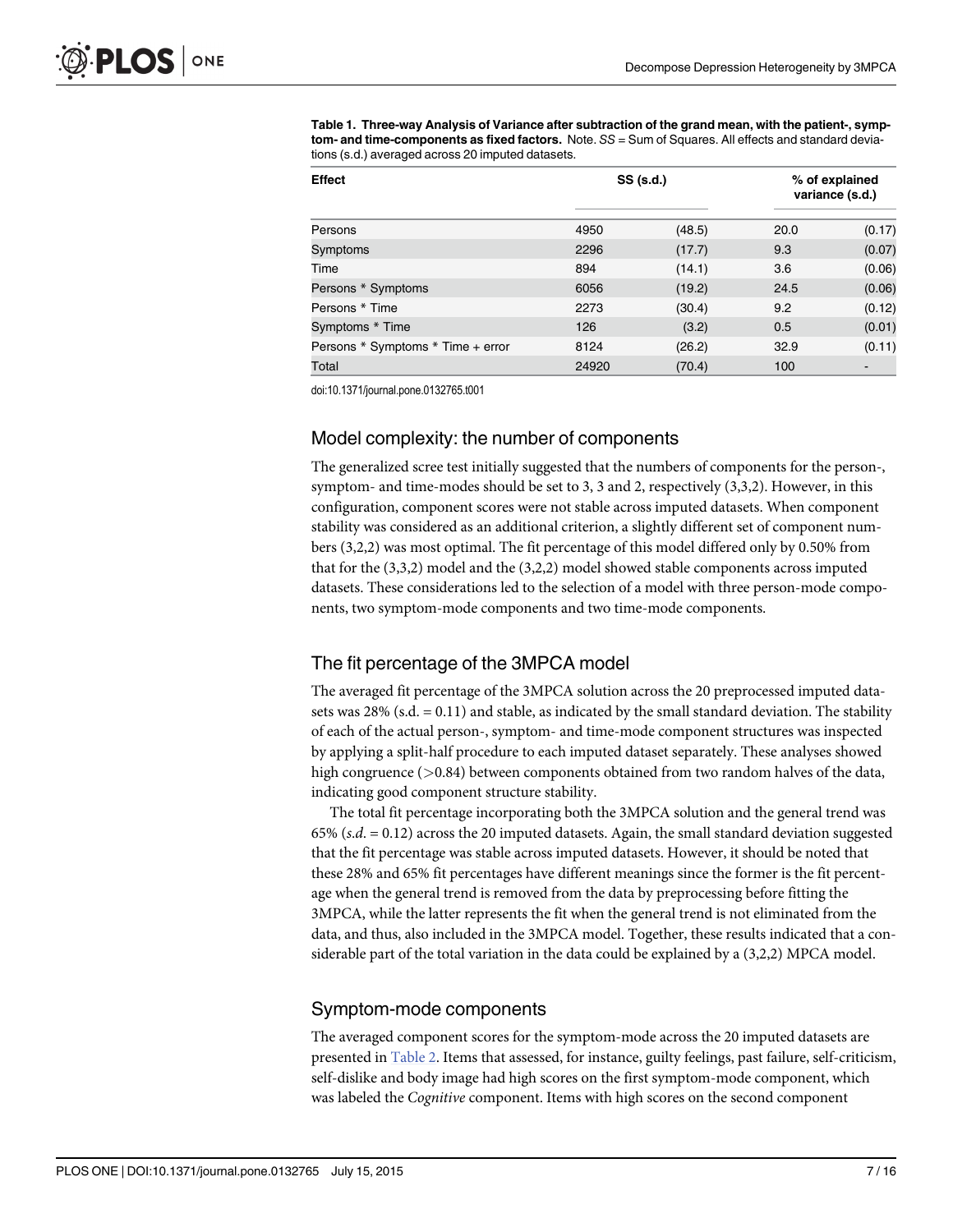**Table 1. Three-way Analysis of Variance after subtraction of the grand mean, with the patient-, symptom- and time-components as fixed factors.** Note. *SS* = Sum of Squares. All effects and standard deviations (s.d.) averaged across 20 imputed datasets.

| Effect | SS (s.d.) | | % of explained variance (s.d.) | |
|---|---|---|---|---|
| Persons | 4950 | (48.5) | 20.0 | (0.17) |
| Symptoms | 2296 | (17.7) | 9.3 | (0.07) |
| Time | 894 | (14.1) | 3.6 | (0.06) |
| Persons * Symptoms | 6056 | (19.2) | 24.5 | (0.06) |
| Persons * Time | 2273 | (30.4) | 9.2 | (0.12) |
| Symptoms * Time | 126 | (3.2) | 0.5 | (0.01) |
| Persons * Symptoms * Time + error | 8124 | (26.2) | 32.9 | (0.11) |
| Total | 24920 | (70.4) | 100 | - |

doi:10.1371/journal.pone.0132765.t001

## Model complexity: the number of components

The generalized scree test initially suggested that the numbers of components for the person-, symptom- and time-modes should be set to 3, 3 and 2, respectively (3,3,2). However, in this configuration, component scores were not stable across imputed datasets. When component stability was considered as an additional criterion, a slightly different set of component numbers (3,2,2) was most optimal. The fit percentage of this model differed only by 0.50% from that for the (3,3,2) model and the (3,2,2) model showed stable components across imputed datasets. These considerations led to the selection of a model with three person-mode components, two symptom-mode components and two time-mode components.

## The fit percentage of the 3MPCA model

The averaged fit percentage of the 3MPCA solution across the 20 preprocessed imputed datasets was 28% (s.d. = 0.11) and stable, as indicated by the small standard deviation. The stability of each of the actual person-, symptom- and time-mode component structures was inspected by applying a split-half procedure to each imputed dataset separately. These analyses showed high congruence (>0.84) between components obtained from two random halves of the data, indicating good component structure stability.

The total fit percentage incorporating both the 3MPCA solution and the general trend was 65% (*s.d.* = 0.12) across the 20 imputed datasets. Again, the small standard deviation suggested that the fit percentage was stable across imputed datasets. However, it should be noted that these 28% and 65% fit percentages have different meanings since the former is the fit percentage when the general trend is removed from the data by preprocessing before fitting the 3MPCA, while the latter represents the fit when the general trend is not eliminated from the data, and thus, also included in the 3MPCA model. Together, these results indicated that a considerable part of the total variation in the data could be explained by a (3,2,2) MPCA model.

## Symptom-mode components

The averaged component scores for the symptom-mode across the 20 imputed datasets are presented in Table 2. Items that assessed, for instance, guilty feelings, past failure, self-criticism, self-dislike and body image had high scores on the first symptom-mode component, which was labeled the *Cognitive* component. Items with high scores on the second component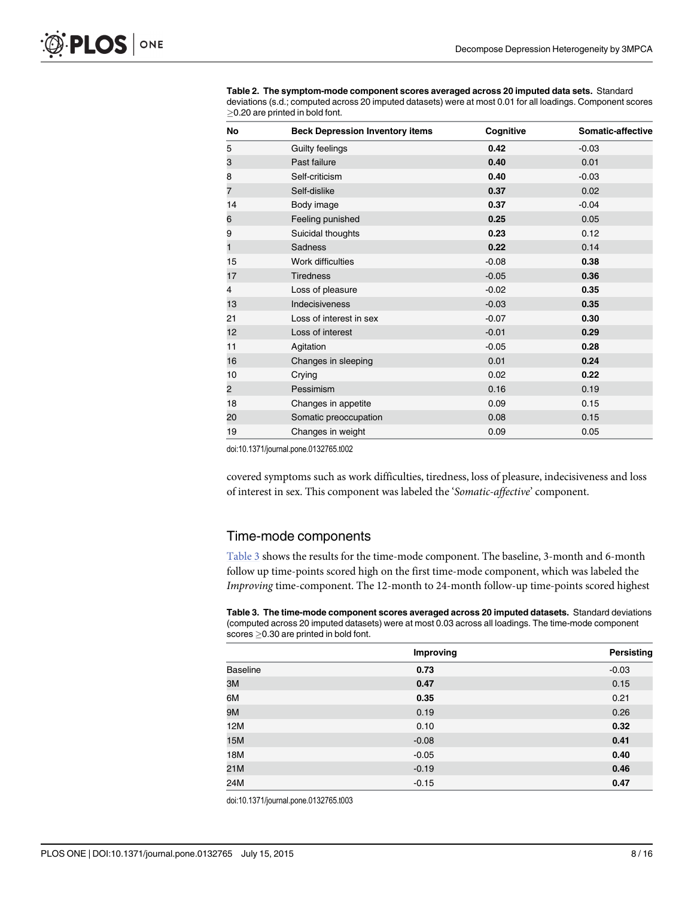**Table 2. The symptom-mode component scores averaged across 20 imputed data sets.** Standard deviations (s.d.; computed across 20 imputed datasets) were at most 0.01 for all loadings. Component scores ≥0.20 are printed in bold font.

| No | Beck Depression Inventory items | Cognitive | Somatic-affective |
|---|---|---|---|
| 5 | Guilty feelings | **0.42** | -0.03 |
| 3 | Past failure | **0.40** | 0.01 |
| 8 | Self-criticism | **0.40** | -0.03 |
| 7 | Self-dislike | **0.37** | 0.02 |
| 14 | Body image | **0.37** | -0.04 |
| 6 | Feeling punished | **0.25** | 0.05 |
| 9 | Suicidal thoughts | **0.23** | 0.12 |
| 1 | Sadness | **0.22** | 0.14 |
| 15 | Work difficulties | -0.08 | **0.38** |
| 17 | Tiredness | -0.05 | **0.36** |
| 4 | Loss of pleasure | -0.02 | **0.35** |
| 13 | Indecisiveness | -0.03 | **0.35** |
| 21 | Loss of interest in sex | -0.07 | **0.30** |
| 12 | Loss of interest | -0.01 | **0.29** |
| 11 | Agitation | -0.05 | **0.28** |
| 16 | Changes in sleeping | 0.01 | **0.24** |
| 10 | Crying | 0.02 | **0.22** |
| 2 | Pessimism | 0.16 | 0.19 |
| 18 | Changes in appetite | 0.09 | 0.15 |
| 20 | Somatic preoccupation | 0.08 | 0.15 |
| 19 | Changes in weight | 0.09 | 0.05 |

doi:10.1371/journal.pone.0132765.t002

covered symptoms such as work difficulties, tiredness, loss of pleasure, indecisiveness and loss of interest in sex. This component was labeled the '*Somatic-affective*' component.

## Time-mode components

Table 3 shows the results for the time-mode component. The baseline, 3-month and 6-month follow up time-points scored high on the first time-mode component, which was labeled the *Improving* time-component. The 12-month to 24-month follow-up time-points scored highest

**Table 3. The time-mode component scores averaged across 20 imputed datasets.** Standard deviations (computed across 20 imputed datasets) were at most 0.03 across all loadings. The time-mode component scores ≥0.30 are printed in bold font.

| | Improving | Persisting |
|---|---|---|
| Baseline | **0.73** | -0.03 |
| 3M | **0.47** | 0.15 |
| 6M | **0.35** | 0.21 |
| 9M | 0.19 | 0.26 |
| 12M | 0.10 | **0.32** |
| 15M | -0.08 | **0.41** |
| 18M | -0.05 | **0.40** |
| 21M | -0.19 | **0.46** |
| 24M | -0.15 | **0.47** |

doi:10.1371/journal.pone.0132765.t003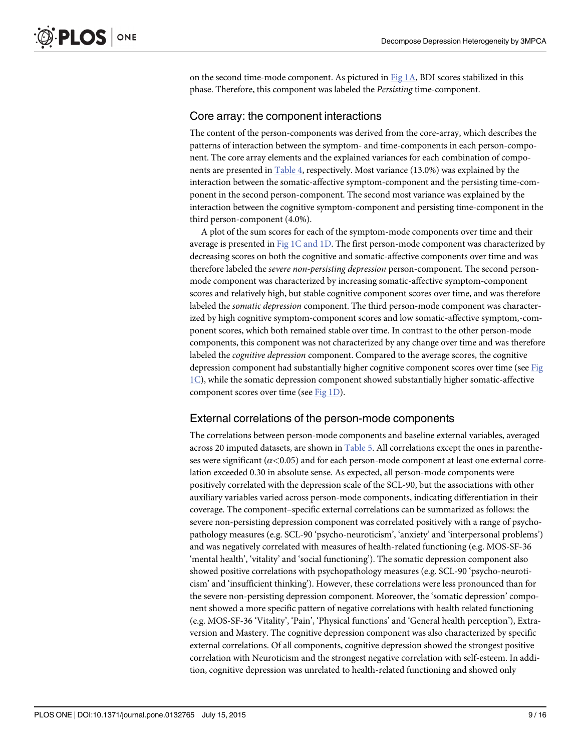on the second time-mode component. As pictured in Fig 1A, BDI scores stabilized in this phase. Therefore, this component was labeled the *Persisting* time-component.

## Core array: the component interactions

The content of the person-components was derived from the core-array, which describes the patterns of interaction between the symptom- and time-components in each person-component. The core array elements and the explained variances for each combination of components are presented in Table 4, respectively. Most variance (13.0%) was explained by the interaction between the somatic-affective symptom-component and the persisting time-component in the second person-component. The second most variance was explained by the interaction between the cognitive symptom-component and persisting time-component in the third person-component (4.0%).

A plot of the sum scores for each of the symptom-mode components over time and their average is presented in Fig 1C and 1D. The first person-mode component was characterized by decreasing scores on both the cognitive and somatic-affective components over time and was therefore labeled the *severe non-persisting depression* person-component. The second person-mode component was characterized by increasing somatic-affective symptom-component scores and relatively high, but stable cognitive component scores over time, and was therefore labeled the *somatic depression* component. The third person-mode component was characterized by high cognitive symptom-component scores and low somatic-affective symptom,-component scores, which both remained stable over time. In contrast to the other person-mode components, this component was not characterized by any change over time and was therefore labeled the *cognitive depression* component. Compared to the average scores, the cognitive depression component had substantially higher cognitive component scores over time (see Fig 1C), while the somatic depression component showed substantially higher somatic-affective component scores over time (see Fig 1D).

## External correlations of the person-mode components

The correlations between person-mode components and baseline external variables, averaged across 20 imputed datasets, are shown in Table 5. All correlations except the ones in parentheses were significant ($\alpha<0.05$) and for each person-mode component at least one external correlation exceeded 0.30 in absolute sense. As expected, all person-mode components were positively correlated with the depression scale of the SCL-90, but the associations with other auxiliary variables varied across person-mode components, indicating differentiation in their coverage. The component–specific external correlations can be summarized as follows: the severe non-persisting depression component was correlated positively with a range of psychopathology measures (e.g. SCL-90 'psycho-neuroticism', 'anxiety' and 'interpersonal problems') and was negatively correlated with measures of health-related functioning (e.g. MOS-SF-36 'mental health', 'vitality' and 'social functioning'). The somatic depression component also showed positive correlations with psychopathology measures (e.g. SCL-90 'psycho-neuroticism' and 'insufficient thinking'). However, these correlations were less pronounced than for the severe non-persisting depression component. Moreover, the 'somatic depression' component showed a more specific pattern of negative correlations with health related functioning (e.g. MOS-SF-36 'Vitality', 'Pain', 'Physical functions' and 'General health perception'), Extraversion and Mastery. The cognitive depression component was also characterized by specific external correlations. Of all components, cognitive depression showed the strongest positive correlation with Neuroticism and the strongest negative correlation with self-esteem. In addition, cognitive depression was unrelated to health-related functioning and showed only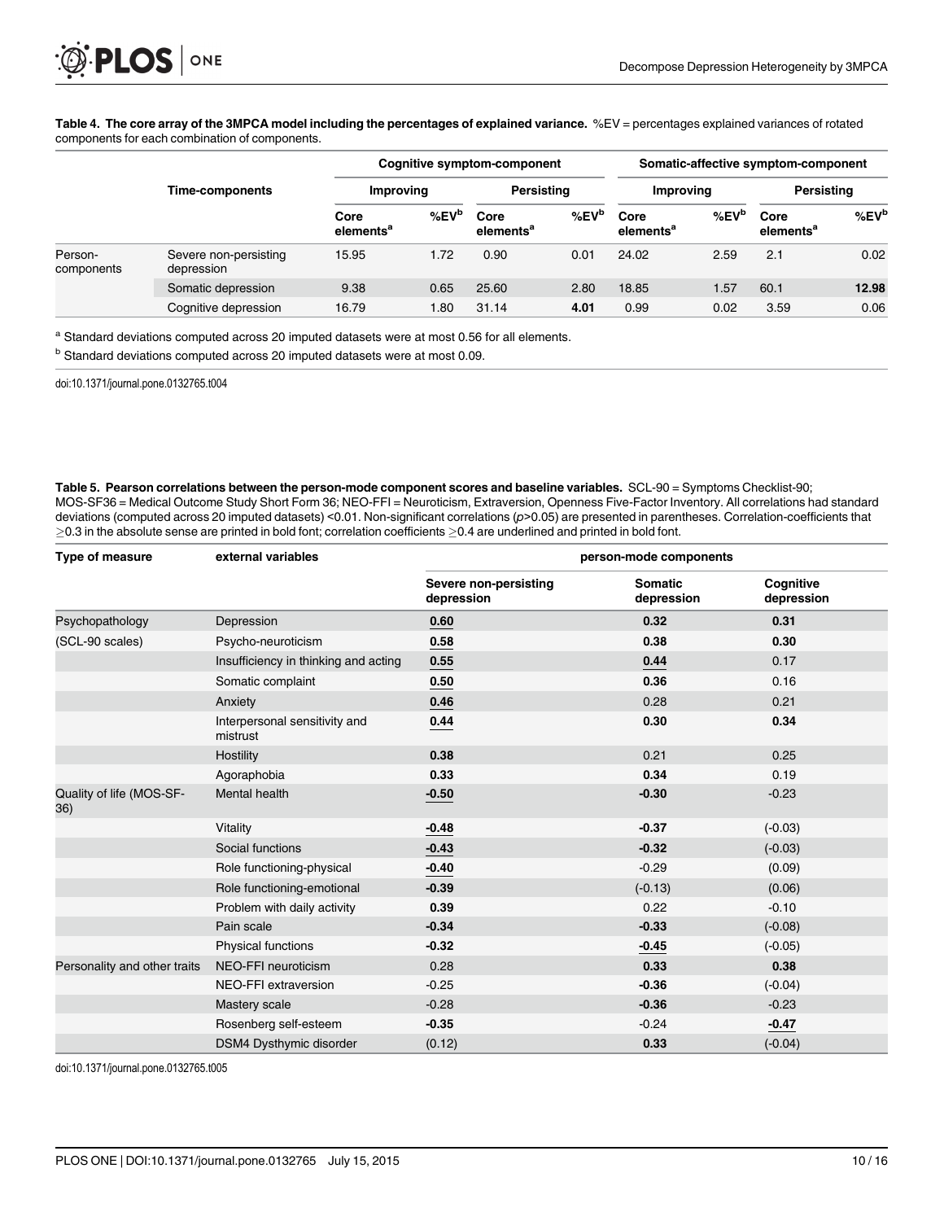**Table 4. The core array of the 3MPCA model including the percentages of explained variance.** %EV = percentages explained variances of rotated components for each combination of components.

| | Time-components | Cognitive symptom-component | | | | Somatic-affective symptom-component | | | |
|---|---|---|---|---|---|---|---|---|---|
| | | Improving | | Persisting | | Improving | | Persisting | |
| | | Core elements[a] | %EV[b] | Core elements[a] | %EV[b] | Core elements[a] | %EV[b] | Core elements[a] | %EV[b] |
| Person-components | Severe non-persisting depression | 15.95 | 1.72 | 0.90 | 0.01 | 24.02 | 2.59 | 2.1 | 0.02 |
| | Somatic depression | 9.38 | 0.65 | 25.60 | 2.80 | 18.85 | 1.57 | 60.1 | **12.98** |
| | Cognitive depression | 16.79 | 1.80 | 31.14 | **4.01** | 0.99 | 0.02 | 3.59 | 0.06 |

[a] Standard deviations computed across 20 imputed datasets were at most 0.56 for all elements.

[b] Standard deviations computed across 20 imputed datasets were at most 0.09.

doi:10.1371/journal.pone.0132765.t004

**Table 5. Pearson correlations between the person-mode component scores and baseline variables.** SCL-90 = Symptoms Checklist-90; MOS-SF36 = Medical Outcome Study Short Form 36; NEO-FFI = Neuroticism, Extraversion, Openness Five-Factor Inventory. All correlations had standard deviations (computed across 20 imputed datasets) <0.01. Non-significant correlations (*p*>0.05) are presented in parentheses. Correlation-coefficients that ≥0.3 in the absolute sense are printed in bold font; correlation coefficients ≥0.4 are underlined and printed in bold font.

| Type of measure | external variables | person-mode components | | |
|---|---|---|---|---|
| | | Severe non-persisting depression | Somatic depression | Cognitive depression |
| Psychopathology | Depression | **0.60** | **0.32** | **0.31** |
| (SCL-90 scales) | Psycho-neuroticism | **0.58** | **0.38** | **0.30** |
| | Insufficiency in thinking and acting | **0.55** | **0.44** | 0.17 |
| | Somatic complaint | **0.50** | **0.36** | 0.16 |
| | Anxiety | **0.46** | 0.28 | 0.21 |
| | Interpersonal sensitivity and mistrust | **0.44** | **0.30** | **0.34** |
| | Hostility | **0.38** | 0.21 | 0.25 |
| | Agoraphobia | **0.33** | **0.34** | 0.19 |
| Quality of life (MOS-SF-36) | Mental health | **-0.50** | **-0.30** | -0.23 |
| | Vitality | **-0.48** | **-0.37** | (-0.03) |
| | Social functions | **-0.43** | **-0.32** | (-0.03) |
| | Role functioning-physical | **-0.40** | -0.29 | (0.09) |
| | Role functioning-emotional | **-0.39** | (-0.13) | (0.06) |
| | Problem with daily activity | **0.39** | 0.22 | -0.10 |
| | Pain scale | **-0.34** | **-0.33** | (-0.08) |
| | Physical functions | **-0.32** | **-0.45** | (-0.05) |
| Personality and other traits | NEO-FFI neuroticism | 0.28 | **0.33** | **0.38** |
| | NEO-FFI extraversion | -0.25 | **-0.36** | (-0.04) |
| | Mastery scale | -0.28 | **-0.36** | -0.23 |
| | Rosenberg self-esteem | **-0.35** | -0.24 | **-0.47** |
| | DSM4 Dysthymic disorder | (0.12) | **0.33** | (-0.04) |

doi:10.1371/journal.pone.0132765.t005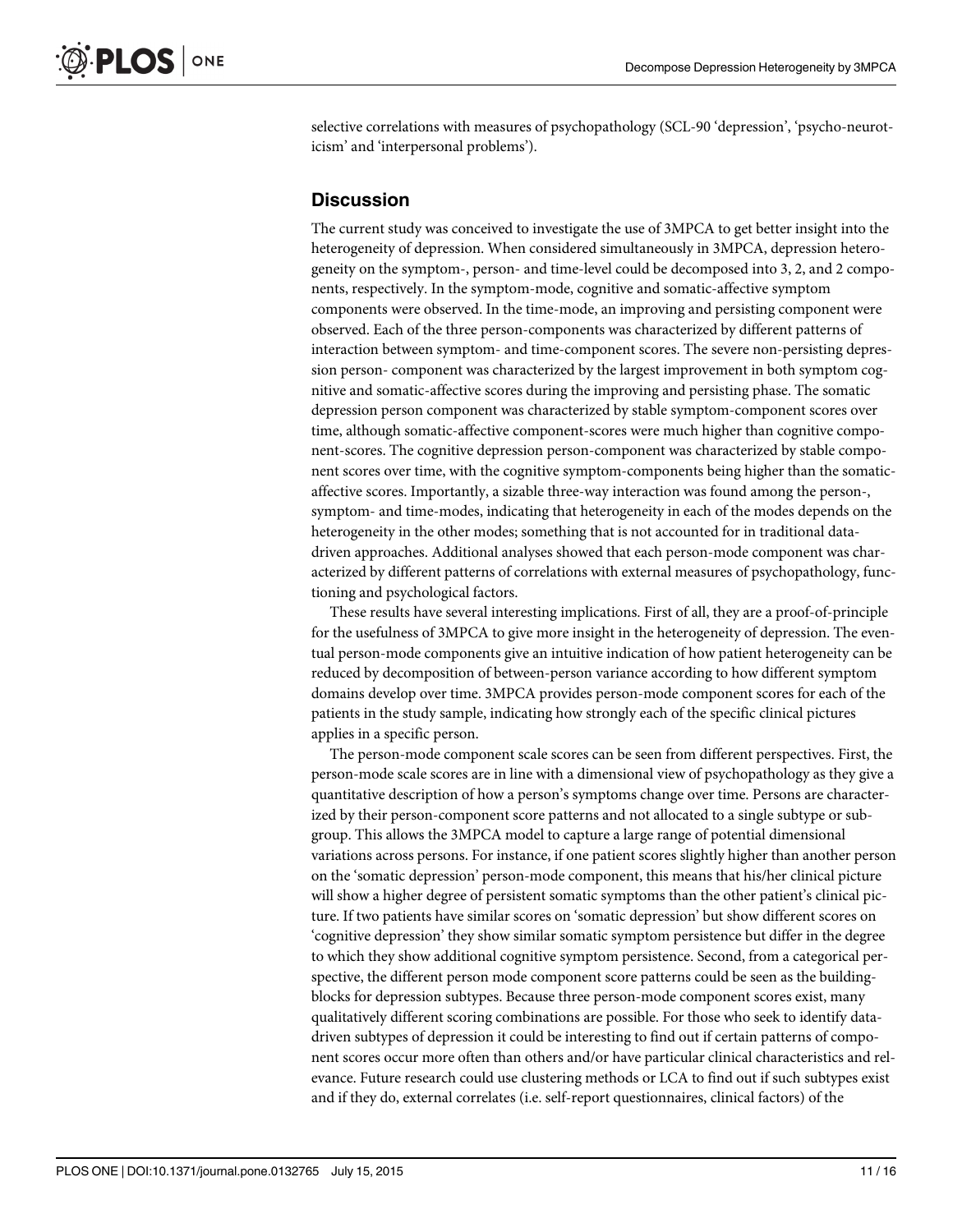selective correlations with measures of psychopathology (SCL-90 'depression', 'psycho-neuroticism' and 'interpersonal problems').

## Discussion

The current study was conceived to investigate the use of 3MPCA to get better insight into the heterogeneity of depression. When considered simultaneously in 3MPCA, depression heterogeneity on the symptom-, person- and time-level could be decomposed into 3, 2, and 2 components, respectively. In the symptom-mode, cognitive and somatic-affective symptom components were observed. In the time-mode, an improving and persisting component were observed. Each of the three person-components was characterized by different patterns of interaction between symptom- and time-component scores. The severe non-persisting depression person- component was characterized by the largest improvement in both symptom cognitive and somatic-affective scores during the improving and persisting phase. The somatic depression person component was characterized by stable symptom-component scores over time, although somatic-affective component-scores were much higher than cognitive component-scores. The cognitive depression person-component was characterized by stable component scores over time, with the cognitive symptom-components being higher than the somatic-affective scores. Importantly, a sizable three-way interaction was found among the person-, symptom- and time-modes, indicating that heterogeneity in each of the modes depends on the heterogeneity in the other modes; something that is not accounted for in traditional data-driven approaches. Additional analyses showed that each person-mode component was characterized by different patterns of correlations with external measures of psychopathology, functioning and psychological factors.

These results have several interesting implications. First of all, they are a proof-of-principle for the usefulness of 3MPCA to give more insight in the heterogeneity of depression. The eventual person-mode components give an intuitive indication of how patient heterogeneity can be reduced by decomposition of between-person variance according to how different symptom domains develop over time. 3MPCA provides person-mode component scores for each of the patients in the study sample, indicating how strongly each of the specific clinical pictures applies in a specific person.

The person-mode component scale scores can be seen from different perspectives. First, the person-mode scale scores are in line with a dimensional view of psychopathology as they give a quantitative description of how a person's symptoms change over time. Persons are characterized by their person-component score patterns and not allocated to a single subtype or subgroup. This allows the 3MPCA model to capture a large range of potential dimensional variations across persons. For instance, if one patient scores slightly higher than another person on the 'somatic depression' person-mode component, this means that his/her clinical picture will show a higher degree of persistent somatic symptoms than the other patient's clinical picture. If two patients have similar scores on 'somatic depression' but show different scores on 'cognitive depression' they show similar somatic symptom persistence but differ in the degree to which they show additional cognitive symptom persistence. Second, from a categorical perspective, the different person mode component score patterns could be seen as the building-blocks for depression subtypes. Because three person-mode component scores exist, many qualitatively different scoring combinations are possible. For those who seek to identify data-driven subtypes of depression it could be interesting to find out if certain patterns of component scores occur more often than others and/or have particular clinical characteristics and relevance. Future research could use clustering methods or LCA to find out if such subtypes exist and if they do, external correlates (i.e. self-report questionnaires, clinical factors) of the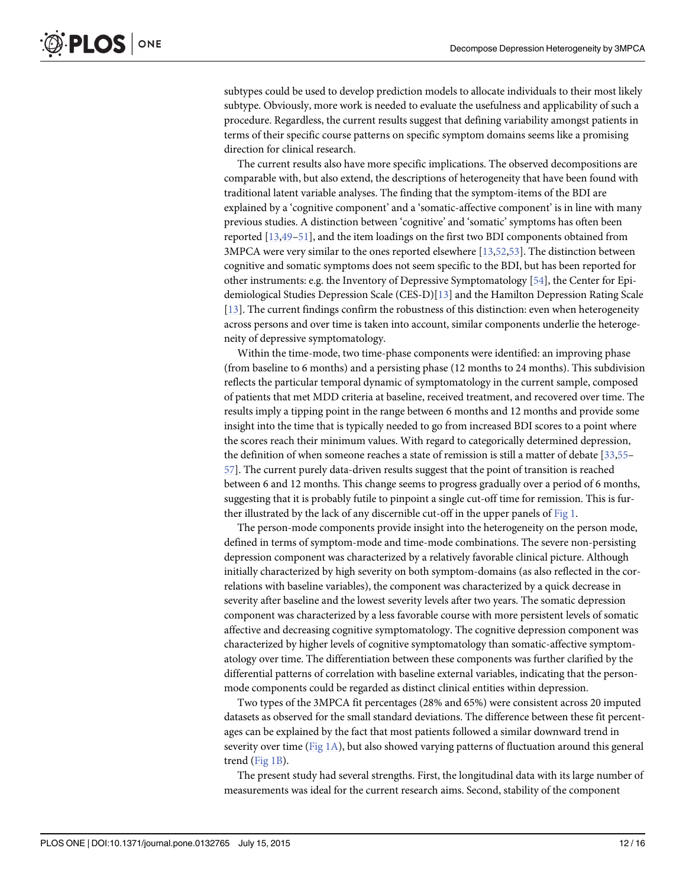subtypes could be used to develop prediction models to allocate individuals to their most likely subtype. Obviously, more work is needed to evaluate the usefulness and applicability of such a procedure. Regardless, the current results suggest that defining variability amongst patients in terms of their specific course patterns on specific symptom domains seems like a promising direction for clinical research.

The current results also have more specific implications. The observed decompositions are comparable with, but also extend, the descriptions of heterogeneity that have been found with traditional latent variable analyses. The finding that the symptom-items of the BDI are explained by a 'cognitive component' and a 'somatic-affective component' is in line with many previous studies. A distinction between 'cognitive' and 'somatic' symptoms has often been reported [13,49–51], and the item loadings on the first two BDI components obtained from 3MPCA were very similar to the ones reported elsewhere [13,52,53]. The distinction between cognitive and somatic symptoms does not seem specific to the BDI, but has been reported for other instruments: e.g. the Inventory of Depressive Symptomatology [54], the Center for Epidemiological Studies Depression Scale (CES-D)[13] and the Hamilton Depression Rating Scale [13]. The current findings confirm the robustness of this distinction: even when heterogeneity across persons and over time is taken into account, similar components underlie the heterogeneity of depressive symptomatology.

Within the time-mode, two time-phase components were identified: an improving phase (from baseline to 6 months) and a persisting phase (12 months to 24 months). This subdivision reflects the particular temporal dynamic of symptomatology in the current sample, composed of patients that met MDD criteria at baseline, received treatment, and recovered over time. The results imply a tipping point in the range between 6 months and 12 months and provide some insight into the time that is typically needed to go from increased BDI scores to a point where the scores reach their minimum values. With regard to categorically determined depression, the definition of when someone reaches a state of remission is still a matter of debate [33,55–57]. The current purely data-driven results suggest that the point of transition is reached between 6 and 12 months. This change seems to progress gradually over a period of 6 months, suggesting that it is probably futile to pinpoint a single cut-off time for remission. This is further illustrated by the lack of any discernible cut-off in the upper panels of Fig 1.

The person-mode components provide insight into the heterogeneity on the person mode, defined in terms of symptom-mode and time-mode combinations. The severe non-persisting depression component was characterized by a relatively favorable clinical picture. Although initially characterized by high severity on both symptom-domains (as also reflected in the correlations with baseline variables), the component was characterized by a quick decrease in severity after baseline and the lowest severity levels after two years. The somatic depression component was characterized by a less favorable course with more persistent levels of somatic affective and decreasing cognitive symptomatology. The cognitive depression component was characterized by higher levels of cognitive symptomatology than somatic-affective symptomatology over time. The differentiation between these components was further clarified by the differential patterns of correlation with baseline external variables, indicating that the person-mode components could be regarded as distinct clinical entities within depression.

Two types of the 3MPCA fit percentages (28% and 65%) were consistent across 20 imputed datasets as observed for the small standard deviations. The difference between these fit percentages can be explained by the fact that most patients followed a similar downward trend in severity over time (Fig 1A), but also showed varying patterns of fluctuation around this general trend (Fig 1B).

The present study had several strengths. First, the longitudinal data with its large number of measurements was ideal for the current research aims. Second, stability of the component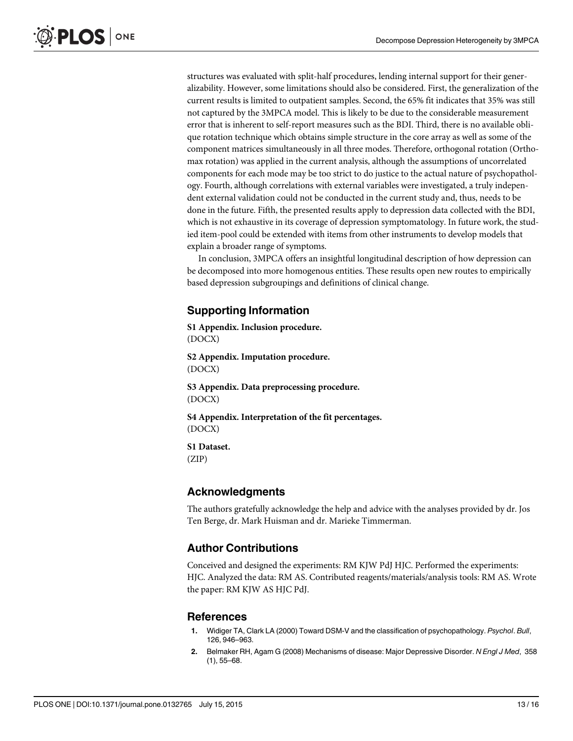structures was evaluated with split-half procedures, lending internal support for their generalizability. However, some limitations should also be considered. First, the generalization of the current results is limited to outpatient samples. Second, the 65% fit indicates that 35% was still not captured by the 3MPCA model. This is likely to be due to the considerable measurement error that is inherent to self-report measures such as the BDI. Third, there is no available oblique rotation technique which obtains simple structure in the core array as well as some of the component matrices simultaneously in all three modes. Therefore, orthogonal rotation (Orthomax rotation) was applied in the current analysis, although the assumptions of uncorrelated components for each mode may be too strict to do justice to the actual nature of psychopathology. Fourth, although correlations with external variables were investigated, a truly independent external validation could not be conducted in the current study and, thus, needs to be done in the future. Fifth, the presented results apply to depression data collected with the BDI, which is not exhaustive in its coverage of depression symptomatology. In future work, the studied item-pool could be extended with items from other instruments to develop models that explain a broader range of symptoms.

In conclusion, 3MPCA offers an insightful longitudinal description of how depression can be decomposed into more homogenous entities. These results open new routes to empirically based depression subgroupings and definitions of clinical change.

## Supporting Information

**S1 Appendix. Inclusion procedure.**
(DOCX)

**S2 Appendix. Imputation procedure.**
(DOCX)

**S3 Appendix. Data preprocessing procedure.**
(DOCX)

**S4 Appendix. Interpretation of the fit percentages.**
(DOCX)

**S1 Dataset.**
(ZIP)

## Acknowledgments

The authors gratefully acknowledge the help and advice with the analyses provided by dr. Jos Ten Berge, dr. Mark Huisman and dr. Marieke Timmerman.

## Author Contributions

Conceived and designed the experiments: RM KJW PdJ HJC. Performed the experiments: HJC. Analyzed the data: RM AS. Contributed reagents/materials/analysis tools: RM AS. Wrote the paper: RM KJW AS HJC PdJ.

## References

1. Widiger TA, Clark LA (2000) Toward DSM-V and the classification of psychopathology. *Psychol. Bull*, 126, 946–963.
2. Belmaker RH, Agam G (2008) Mechanisms of disease: Major Depressive Disorder. *N Engl J Med*, 358 (1), 55–68.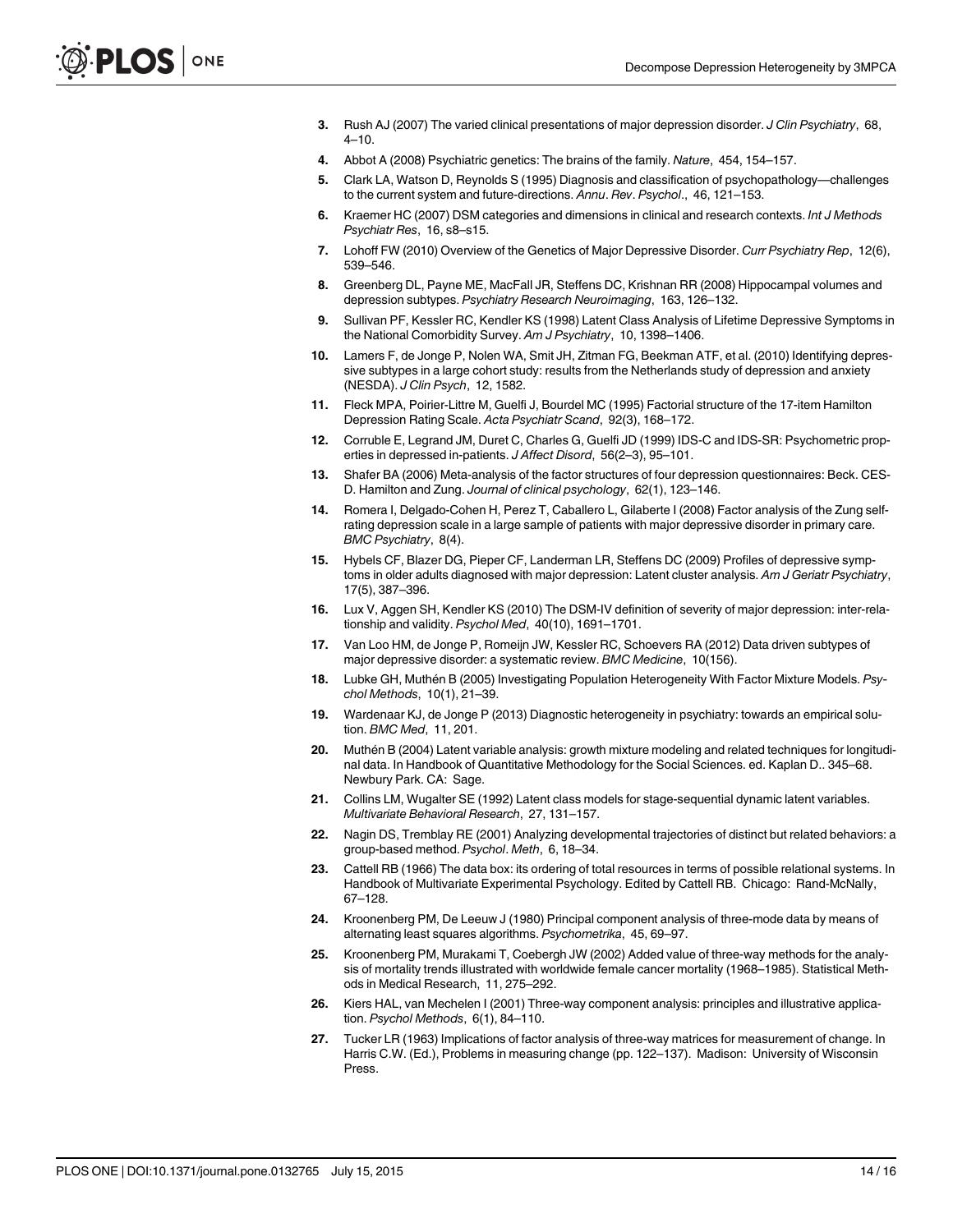3. Rush AJ (2007) The varied clinical presentations of major depression disorder. *J Clin Psychiatry*, 68, 4–10.
4. Abbot A (2008) Psychiatric genetics: The brains of the family. *Nature*, 454, 154–157.
5. Clark LA, Watson D, Reynolds S (1995) Diagnosis and classification of psychopathology—challenges to the current system and future-directions. *Annu*. *Rev*. *Psychol*., 46, 121–153.
6. Kraemer HC (2007) DSM categories and dimensions in clinical and research contexts. *Int J Methods Psychiatr Res*, 16, s8–s15.
7. Lohoff FW (2010) Overview of the Genetics of Major Depressive Disorder. *Curr Psychiatry Rep*, 12(6), 539–546.
8. Greenberg DL, Payne ME, MacFall JR, Steffens DC, Krishnan RR (2008) Hippocampal volumes and depression subtypes. *Psychiatry Research Neuroimaging*, 163, 126–132.
9. Sullivan PF, Kessler RC, Kendler KS (1998) Latent Class Analysis of Lifetime Depressive Symptoms in the National Comorbidity Survey. *Am J Psychiatry*, 10, 1398–1406.
10. Lamers F, de Jonge P, Nolen WA, Smit JH, Zitman FG, Beekman ATF, et al. (2010) Identifying depressive subtypes in a large cohort study: results from the Netherlands study of depression and anxiety (NESDA). *J Clin Psych*, 12, 1582.
11. Fleck MPA, Poirier-Littre M, Guelfi J, Bourdel MC (1995) Factorial structure of the 17-item Hamilton Depression Rating Scale. *Acta Psychiatr Scand*, 92(3), 168–172.
12. Corruble E, Legrand JM, Duret C, Charles G, Guelfi JD (1999) IDS-C and IDS-SR: Psychometric properties in depressed in-patients. *J Affect Disord*, 56(2–3), 95–101.
13. Shafer BA (2006) Meta-analysis of the factor structures of four depression questionnaires: Beck. CES-D. Hamilton and Zung. *Journal of clinical psychology*, 62(1), 123–146.
14. Romera I, Delgado-Cohen H, Perez T, Caballero L, Gilaberte I (2008) Factor analysis of the Zung self-rating depression scale in a large sample of patients with major depressive disorder in primary care. *BMC Psychiatry*, 8(4).
15. Hybels CF, Blazer DG, Pieper CF, Landerman LR, Steffens DC (2009) Profiles of depressive symptoms in older adults diagnosed with major depression: Latent cluster analysis. *Am J Geriatr Psychiatry*, 17(5), 387–396.
16. Lux V, Aggen SH, Kendler KS (2010) The DSM-IV definition of severity of major depression: inter-relationship and validity. *Psychol Med*, 40(10), 1691–1701.
17. Van Loo HM, de Jonge P, Romeijn JW, Kessler RC, Schoevers RA (2012) Data driven subtypes of major depressive disorder: a systematic review. *BMC Medicine*, 10(156).
18. Lubke GH, Muthén B (2005) Investigating Population Heterogeneity With Factor Mixture Models. *Psychol Methods*, 10(1), 21–39.
19. Wardenaar KJ, de Jonge P (2013) Diagnostic heterogeneity in psychiatry: towards an empirical solution. *BMC Med*, 11, 201.
20. Muthén B (2004) Latent variable analysis: growth mixture modeling and related techniques for longitudinal data. In Handbook of Quantitative Methodology for the Social Sciences. ed. Kaplan D.. 345–68. Newbury Park. CA: Sage.
21. Collins LM, Wugalter SE (1992) Latent class models for stage-sequential dynamic latent variables. *Multivariate Behavioral Research*, 27, 131–157.
22. Nagin DS, Tremblay RE (2001) Analyzing developmental trajectories of distinct but related behaviors: a group-based method. *Psychol*. *Meth*, 6, 18–34.
23. Cattell RB (1966) The data box: its ordering of total resources in terms of possible relational systems. In Handbook of Multivariate Experimental Psychology. Edited by Cattell RB. Chicago: Rand-McNally, 67–128.
24. Kroonenberg PM, De Leeuw J (1980) Principal component analysis of three-mode data by means of alternating least squares algorithms. *Psychometrika*, 45, 69–97.
25. Kroonenberg PM, Murakami T, Coebergh JW (2002) Added value of three-way methods for the analysis of mortality trends illustrated with worldwide female cancer mortality (1968–1985). Statistical Methods in Medical Research, 11, 275–292.
26. Kiers HAL, van Mechelen I (2001) Three-way component analysis: principles and illustrative application. *Psychol Methods*, 6(1), 84–110.
27. Tucker LR (1963) Implications of factor analysis of three-way matrices for measurement of change. In Harris C.W. (Ed.), Problems in measuring change (pp. 122–137). Madison: University of Wisconsin Press.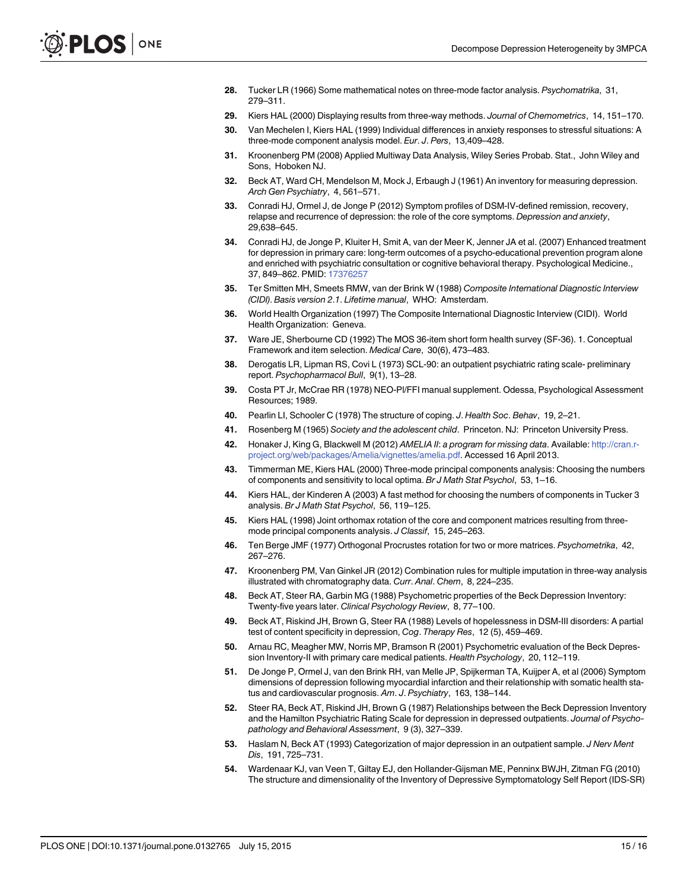28. Tucker LR (1966) Some mathematical notes on three-mode factor analysis. *Psychomatrika*, 31, 279–311.
29. Kiers HAL (2000) Displaying results from three-way methods. *Journal of Chemometrics*, 14, 151–170.
30. Van Mechelen I, Kiers HAL (1999) Individual differences in anxiety responses to stressful situations: A three-mode component analysis model. *Eur*. *J*. *Pers*, 13,409–428.
31. Kroonenberg PM (2008) Applied Multiway Data Analysis, Wiley Series Probab. Stat., John Wiley and Sons, Hoboken NJ.
32. Beck AT, Ward CH, Mendelson M, Mock J, Erbaugh J (1961) An inventory for measuring depression. *Arch Gen Psychiatry*, 4, 561–571.
33. Conradi HJ, Ormel J, de Jonge P (2012) Symptom profiles of DSM-IV-defined remission, recovery, relapse and recurrence of depression: the role of the core symptoms. *Depression and anxiety*, 29,638–645.
34. Conradi HJ, de Jonge P, Kluiter H, Smit A, van der Meer K, Jenner JA et al. (2007) Enhanced treatment for depression in primary care: long-term outcomes of a psycho-educational prevention program alone and enriched with psychiatric consultation or cognitive behavioral therapy. Psychological Medicine., 37, 849–862. PMID: 17376257
35. Ter Smitten MH, Smeets RMW, van der Brink W (1988) *Composite International Diagnostic Interview (CIDI)*. *Basis version 2*.*1*. *Lifetime manual*, WHO: Amsterdam.
36. World Health Organization (1997) The Composite International Diagnostic Interview (CIDI). World Health Organization: Geneva.
37. Ware JE, Sherbourne CD (1992) The MOS 36-item short form health survey (SF-36). 1. Conceptual Framework and item selection. *Medical Care*, 30(6), 473–483.
38. Derogatis LR, Lipman RS, Covi L (1973) SCL-90: an outpatient psychiatric rating scale- preliminary report. *Psychopharmacol Bull*, 9(1), 13–28.
39. Costa PT Jr, McCrae RR (1978) NEO-PI/FFI manual supplement. Odessa, Psychological Assessment Resources; 1989.
40. Pearlin LI, Schooler C (1978) The structure of coping. *J*. *Health Soc*. *Behav*, 19, 2–21.
41. Rosenberg M (1965) *Society and the adolescent child*. Princeton. NJ: Princeton University Press.
42. Honaker J, King G, Blackwell M (2012) *AMELIA II*: *a program for missing data*. Available: http://cran.r-project.org/web/packages/Amelia/vignettes/amelia.pdf. Accessed 16 April 2013.
43. Timmerman ME, Kiers HAL (2000) Three-mode principal components analysis: Choosing the numbers of components and sensitivity to local optima. *Br J Math Stat Psychol*, 53, 1–16.
44. Kiers HAL, der Kinderen A (2003) A fast method for choosing the numbers of components in Tucker 3 analysis. *Br J Math Stat Psychol*, 56, 119–125.
45. Kiers HAL (1998) Joint orthomax rotation of the core and component matrices resulting from three-mode principal components analysis. *J Classif*, 15, 245–263.
46. Ten Berge JMF (1977) Orthogonal Procrustes rotation for two or more matrices. *Psychometrika*, 42, 267–276.
47. Kroonenberg PM, Van Ginkel JR (2012) Combination rules for multiple imputation in three-way analysis illustrated with chromatography data. *Curr*. *Anal*. *Chem*, 8, 224–235.
48. Beck AT, Steer RA, Garbin MG (1988) Psychometric properties of the Beck Depression Inventory: Twenty-five years later. *Clinical Psychology Review*, 8, 77–100.
49. Beck AT, Riskind JH, Brown G, Steer RA (1988) Levels of hopelessness in DSM-III disorders: A partial test of content specificity in depression, *Cog*. *Therapy Res*, 12 (5), 459–469.
50. Arnau RC, Meagher MW, Norris MP, Bramson R (2001) Psychometric evaluation of the Beck Depression Inventory-II with primary care medical patients. *Health Psychology*, 20, 112–119.
51. De Jonge P, Ormel J, van den Brink RH, van Melle JP, Spijkerman TA, Kuijper A, et al (2006) Symptom dimensions of depression following myocardial infarction and their relationship with somatic health status and cardiovascular prognosis. *Am*. *J*. *Psychiatry*, 163, 138–144.
52. Steer RA, Beck AT, Riskind JH, Brown G (1987) Relationships between the Beck Depression Inventory and the Hamilton Psychiatric Rating Scale for depression in depressed outpatients. *Journal of Psychopathology and Behavioral Assessment*, 9 (3), 327–339.
53. Haslam N, Beck AT (1993) Categorization of major depression in an outpatient sample. *J Nerv Ment Dis*, 191, 725–731.
54. Wardenaar KJ, van Veen T, Giltay EJ, den Hollander-Gijsman ME, Penninx BWJH, Zitman FG (2010) The structure and dimensionality of the Inventory of Depressive Symptomatology Self Report (IDS-SR)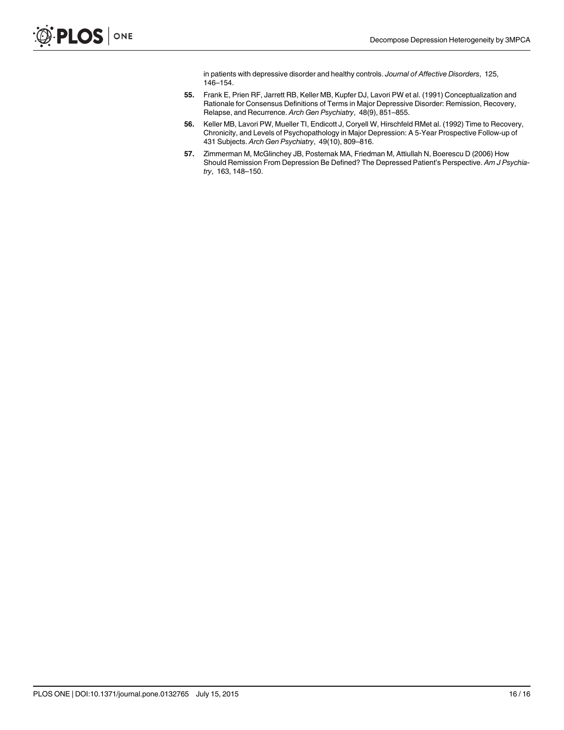in patients with depressive disorder and healthy controls. *Journal of Affective Disorders*, 125, 146–154.

55. Frank E, Prien RF, Jarrett RB, Keller MB, Kupfer DJ, Lavori PW et al. (1991) Conceptualization and Rationale for Consensus Definitions of Terms in Major Depressive Disorder: Remission, Recovery, Relapse, and Recurrence. *Arch Gen Psychiatry*, 48(9), 851–855.
56. Keller MB, Lavori PW, Mueller TI, Endicott J, Coryell W, Hirschfeld RMet al. (1992) Time to Recovery, Chronicity, and Levels of Psychopathology in Major Depression: A 5-Year Prospective Follow-up of 431 Subjects. *Arch Gen Psychiatry*, 49(10), 809–816.
57. Zimmerman M, McGlinchey JB, Posternak MA, Friedman M, Attiullah N, Boerescu D (2006) How Should Remission From Depression Be Defined? The Depressed Patient's Perspective. *Am J Psychiatry*, 163, 148–150.